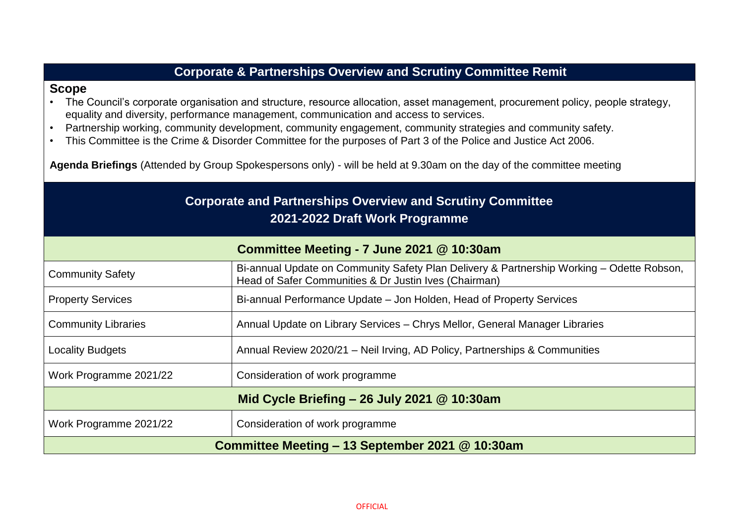## Corporate & Partnerships Overview and Scrutiny Committee Remit

### Scope

- The Council's corporate organisation and structure, resource allocation, asset management, procurement policy, people strategy, equality and diversity, performance management, communication and access to services.
- Partnership working, community development, community engagement, community strategies and community safety.
- This Committee is the Crime & Disorder Committee for the purposes of Part 3 of the Police and Justice Act 2006.

**Agenda Briefings** (Attended by Group Spokespersons only) - will be held at 9.30am on the day of the committee meeting

## Corporate and Partnerships Overview and Scrutiny Committee
## 2021-2022 Draft Work Programme

| Committee Meeting - 7 June 2021 @ 10:30am | |
|---|---|
| Community Safety | Bi-annual Update on Community Safety Plan Delivery & Partnership Working – Odette Robson, Head of Safer Communities & Dr Justin Ives (Chairman) |
| Property Services | Bi-annual Performance Update – Jon Holden, Head of Property Services |
| Community Libraries | Annual Update on Library Services – Chrys Mellor, General Manager Libraries |
| Locality Budgets | Annual Review 2020/21 – Neil Irving, AD Policy, Partnerships & Communities |
| Work Programme 2021/22 | Consideration of work programme |
| **Mid Cycle Briefing – 26 July 2021 @ 10:30am** | |
| Work Programme 2021/22 | Consideration of work programme |
| **Committee Meeting – 13 September 2021 @ 10:30am** | |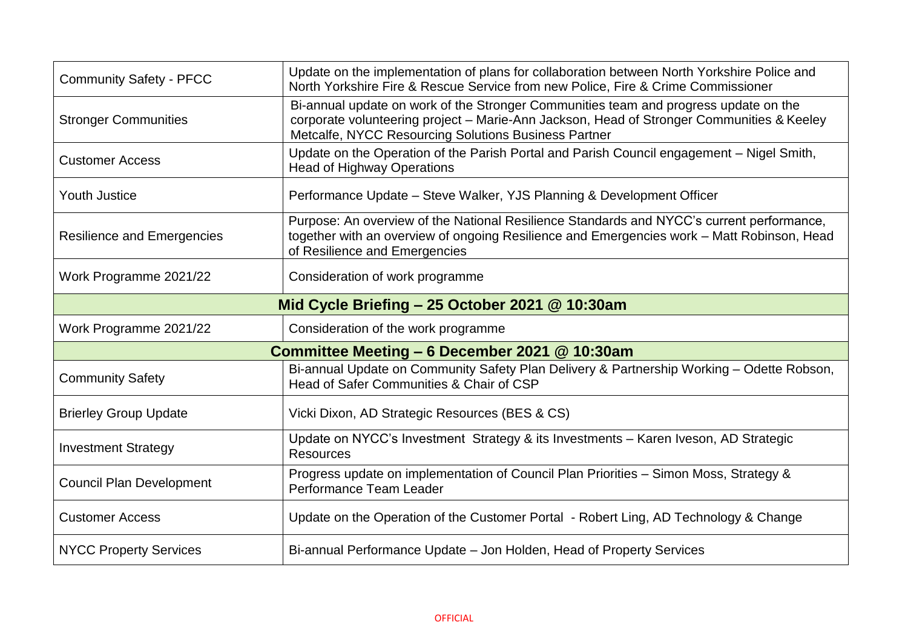| | |
|---|---|
| Community Safety - PFCC | Update on the implementation of plans for collaboration between North Yorkshire Police and North Yorkshire Fire & Rescue Service from new Police, Fire & Crime Commissioner |
| Stronger Communities | Bi-annual update on work of the Stronger Communities team and progress update on the corporate volunteering project – Marie-Ann Jackson, Head of Stronger Communities & Keeley Metcalfe, NYCC Resourcing Solutions Business Partner |
| Customer Access | Update on the Operation of the Parish Portal and Parish Council engagement – Nigel Smith, Head of Highway Operations |
| Youth Justice | Performance Update – Steve Walker, YJS Planning & Development Officer |
| Resilience and Emergencies | Purpose: An overview of the National Resilience Standards and NYCC's current performance, together with an overview of ongoing Resilience and Emergencies work – Matt Robinson, Head of Resilience and Emergencies |
| Work Programme 2021/22 | Consideration of work programme |
| **Mid Cycle Briefing – 25 October 2021 @ 10:30am** | |
| Work Programme 2021/22 | Consideration of the work programme |
| **Committee Meeting – 6 December 2021 @ 10:30am** | |
| Community Safety | Bi-annual Update on Community Safety Plan Delivery & Partnership Working – Odette Robson, Head of Safer Communities & Chair of CSP |
| Brierley Group Update | Vicki Dixon, AD Strategic Resources (BES & CS) |
| Investment Strategy | Update on NYCC's Investment Strategy & its Investments – Karen Iveson, AD Strategic Resources |
| Council Plan Development | Progress update on implementation of Council Plan Priorities – Simon Moss, Strategy & Performance Team Leader |
| Customer Access | Update on the Operation of the Customer Portal - Robert Ling, AD Technology & Change |
| NYCC Property Services | Bi-annual Performance Update – Jon Holden, Head of Property Services |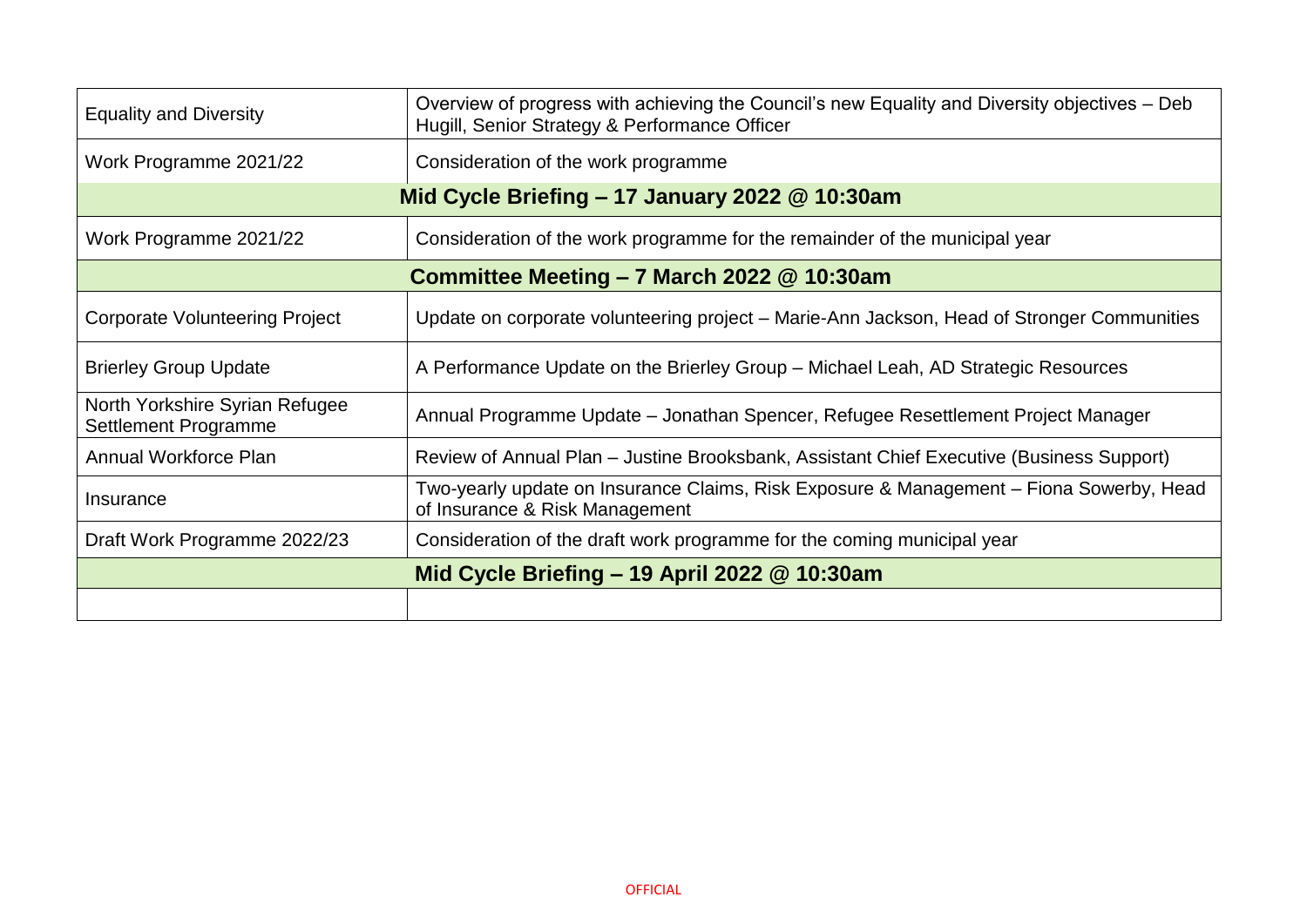| | |
|---|---|
| Equality and Diversity | Overview of progress with achieving the Council's new Equality and Diversity objectives – Deb Hugill, Senior Strategy & Performance Officer |
| Work Programme 2021/22 | Consideration of the work programme |
| **Mid Cycle Briefing – 17 January 2022 @ 10:30am** | |
| Work Programme 2021/22 | Consideration of the work programme for the remainder of the municipal year |
| **Committee Meeting – 7 March 2022 @ 10:30am** | |
| Corporate Volunteering Project | Update on corporate volunteering project – Marie-Ann Jackson, Head of Stronger Communities |
| Brierley Group Update | A Performance Update on the Brierley Group – Michael Leah, AD Strategic Resources |
| North Yorkshire Syrian Refugee Settlement Programme | Annual Programme Update – Jonathan Spencer, Refugee Resettlement Project Manager |
| Annual Workforce Plan | Review of Annual Plan – Justine Brooksbank, Assistant Chief Executive (Business Support) |
| Insurance | Two-yearly update on Insurance Claims, Risk Exposure & Management – Fiona Sowerby, Head of Insurance & Risk Management |
| Draft Work Programme 2022/23 | Consideration of the draft work programme for the coming municipal year |
| **Mid Cycle Briefing – 19 April 2022 @ 10:30am** | |
| | |

OFFICIAL